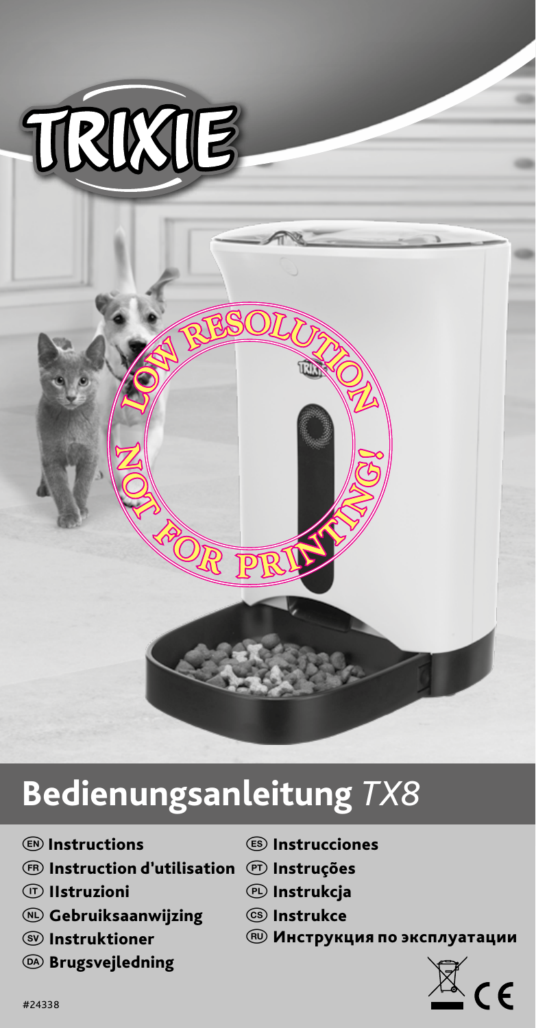TRIXIE

# Bedienungsanleitung *TX8*

- (EN) **Instructions**
- (FR) **Instruction d'utilisation**
- (IT) **Istruzioni**
- (NL) **Gebruiksaanwijzing**
- (SV) **Instruktioner**
- (DA) **Brugsvejledning**
- (ES) **Instrucciones**
- (PT) **Instruções**
- (PL) **Instrukcja**
- (CS) **Instrukce**
- (RU) **Инструкция по эксплуатации**

#24338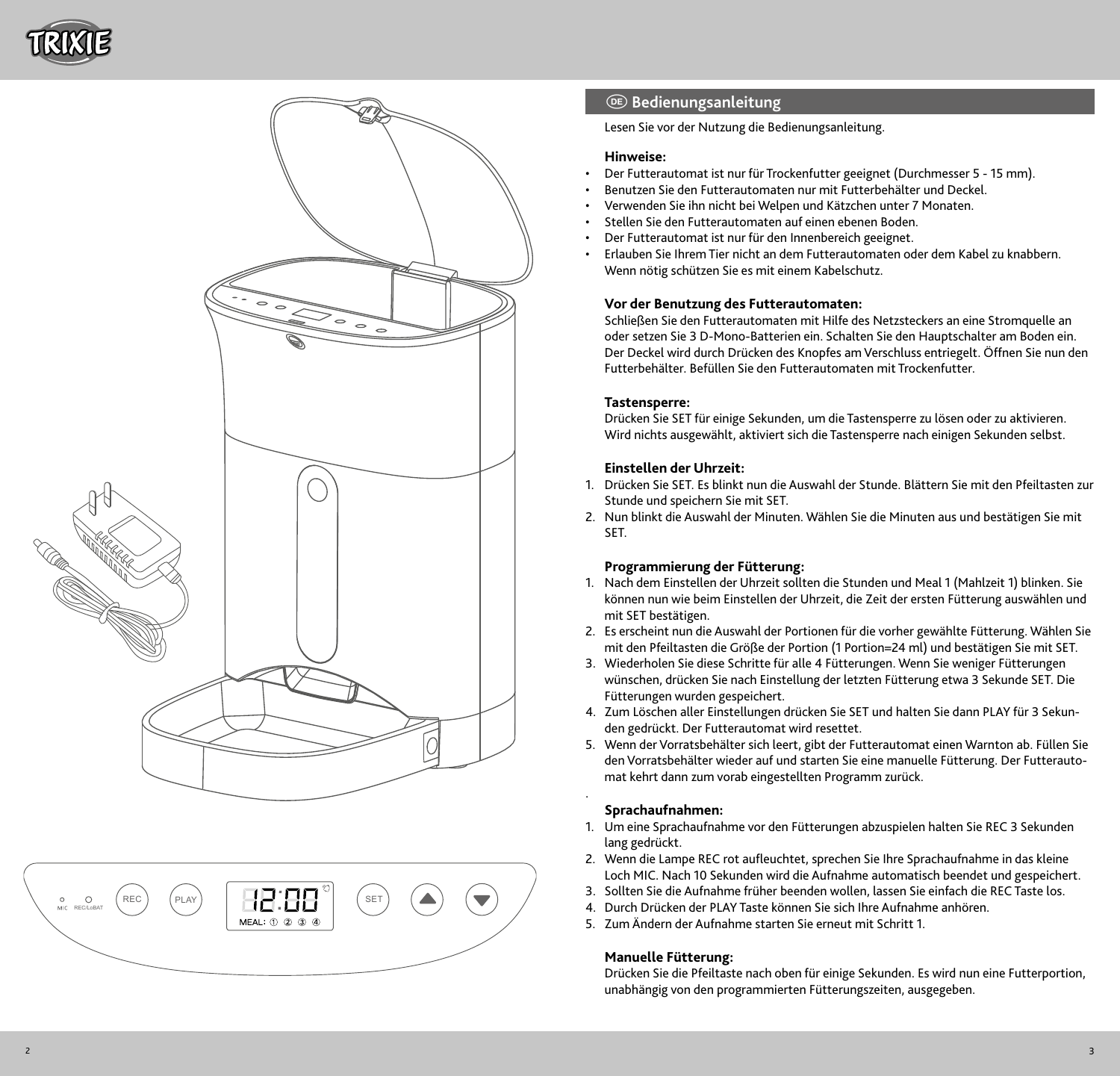## (DE) Bedienungsanleitung

Lesen Sie vor der Nutzung die Bedienungsanleitung.

**Hinweise:**

- Der Futterautomat ist nur für Trockenfutter geeignet (Durchmesser 5 - 15 mm).
- Benutzen Sie den Futterautomaten nur mit Futterbehälter und Deckel.
- Verwenden Sie ihn nicht bei Welpen und Kätzchen unter 7 Monaten.
- Stellen Sie den Futterautomaten auf einen ebenen Boden.
- Der Futterautomat ist nur für den Innenbereich geeignet.
- Erlauben Sie Ihrem Tier nicht an dem Futterautomaten oder dem Kabel zu knabbern. Wenn nötig schützen Sie es mit einem Kabelschutz.

**Vor der Benutzung des Futterautomaten:**

Schließen Sie den Futterautomaten mit Hilfe des Netzsteckers an eine Stromquelle an oder setzen Sie 3 D-Mono-Batterien ein. Schalten Sie den Hauptschalter am Boden ein. Der Deckel wird durch Drücken des Knopfes am Verschluss entriegelt. Öffnen Sie nun den Futterbehälter. Befüllen Sie den Futterautomaten mit Trockenfutter.

**Tastensperre:**

Drücken Sie SET für einige Sekunden, um die Tastensperre zu lösen oder zu aktivieren. Wird nichts ausgewählt, aktiviert sich die Tastensperre nach einigen Sekunden selbst.

**Einstellen der Uhrzeit:**

1. Drücken Sie SET. Es blinkt nun die Auswahl der Stunde. Blättern Sie mit den Pfeiltasten zur Stunde und speichern Sie mit SET.
2. Nun blinkt die Auswahl der Minuten. Wählen Sie die Minuten aus und bestätigen Sie mit SET.

**Programmierung der Fütterung:**

1. Nach dem Einstellen der Uhrzeit sollten die Stunden und Meal 1 (Mahlzeit 1) blinken. Sie können nun wie beim Einstellen der Uhrzeit, die Zeit der ersten Fütterung auswählen und mit SET bestätigen.
2. Es erscheint nun die Auswahl der Portionen für die vorher gewählte Fütterung. Wählen Sie mit den Pfeiltasten die Größe der Portion (1 Portion=24 ml) und bestätigen Sie mit SET.
3. Wiederholen Sie diese Schritte für alle 4 Fütterungen. Wenn Sie weniger Fütterungen wünschen, drücken Sie nach Einstellung der letzten Fütterung etwa 3 Sekunde SET. Die Fütterungen wurden gespeichert.
4. Zum Löschen aller Einstellungen drücken Sie SET und halten Sie dann PLAY für 3 Sekunden gedrückt. Der Futterautomat wird resettet.
5. Wenn der Vorratsbehälter sich leert, gibt der Futterautomat einen Warnton ab. Füllen Sie den Vorratsbehälter wieder auf und starten Sie eine manuelle Fütterung. Der Futterautomat kehrt dann zum vorab eingestellten Programm zurück.

**Sprachaufnahmen:**

1. Um eine Sprachaufnahme vor den Fütterungen abzuspielen halten Sie REC 3 Sekunden lang gedrückt.
2. Wenn die Lampe REC rot aufleuchtet, sprechen Sie Ihre Sprachaufnahme in das kleine Loch MIC. Nach 10 Sekunden wird die Aufnahme automatisch beendet und gespeichert.
3. Sollten Sie die Aufnahme früher beenden wollen, lassen Sie einfach die REC Taste los.
4. Durch Drücken der PLAY Taste können Sie sich Ihre Aufnahme anhören.
5. Zum Ändern der Aufnahme starten Sie erneut mit Schritt 1.

**Manuelle Fütterung:**

Drücken Sie die Pfeiltaste nach oben für einige Sekunden. Es wird nun eine Futterportion, unabhängig von den programmierten Fütterungszeiten, ausgegeben.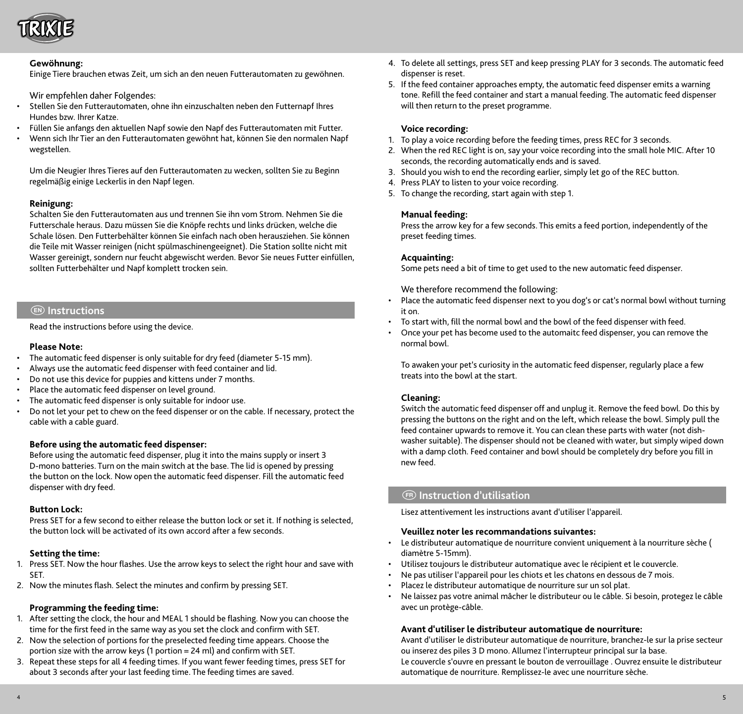### Gewöhnung:

Einige Tiere brauchen etwas Zeit, um sich an den neuen Futterautomaten zu gewöhnen.

Wir empfehlen daher Folgendes:

- Stellen Sie den Futterautomaten, ohne ihn einzuschalten neben den Futternapf Ihres Hundes bzw. Ihrer Katze.
- Füllen Sie anfangs den aktuellen Napf sowie den Napf des Futterautomaten mit Futter.
- Wenn sich Ihr Tier an den Futterautomaten gewöhnt hat, können Sie den normalen Napf wegstellen.

Um die Neugier Ihres Tieres auf den Futterautomaten zu wecken, sollten Sie zu Beginn regelmäßig einige Leckerlis in den Napf legen.

### Reinigung:

Schalten Sie den Futterautomaten aus und trennen Sie ihn vom Strom. Nehmen Sie die Futterschale heraus. Dazu müssen Sie die Knöpfe rechts und links drücken, welche die Schale lösen. Den Futterbehälter können Sie einfach nach oben herausziehen. Sie können die Teile mit Wasser reinigen (nicht spülmaschinengeeignet). Die Station sollte nicht mit Wasser gereinigt, sondern nur feucht abgewischt werden. Bevor Sie neues Futter einfüllen, sollten Futterbehälter und Napf komplett trocken sein.

## EN Instructions

Read the instructions before using the device.

### Please Note:

- The automatic feed dispenser is only suitable for dry feed (diameter 5-15 mm).
- Always use the automatic feed dispenser with feed container and lid.
- Do not use this device for puppies and kittens under 7 months.
- Place the automatic feed dispenser on level ground.
- The automatic feed dispenser is only suitable for indoor use.
- Do not let your pet to chew on the feed dispenser or on the cable. If necessary, protect the cable with a cable guard.

### Before using the automatic feed dispenser:

Before using the automatic feed dispenser, plug it into the mains supply or insert 3 D-mono batteries. Turn on the main switch at the base. The lid is opened by pressing the button on the lock. Now open the automatic feed dispenser. Fill the automatic feed dispenser with dry feed.

### Button Lock:

Press SET for a few second to either release the button lock or set it. If nothing is selected, the button lock will be activated of its own accord after a few seconds.

### Setting the time:

1. Press SET. Now the hour flashes. Use the arrow keys to select the right hour and save with SET.
2. Now the minutes flash. Select the minutes and confirm by pressing SET.

### Programming the feeding time:

1. After setting the clock, the hour and MEAL 1 should be flashing. Now you can choose the time for the first feed in the same way as you set the clock and confirm with SET.
2. Now the selection of portions for the preselected feeding time appears. Choose the portion size with the arrow keys (1 portion = 24 ml) and confirm with SET.
3. Repeat these steps for all 4 feeding times. If you want fewer feeding times, press SET for about 3 seconds after your last feeding time. The feeding times are saved.
4. To delete all settings, press SET and keep pressing PLAY for 3 seconds. The automatic feed dispenser is reset.
5. If the feed container approaches empty, the automatic feed dispenser emits a warning tone. Refill the feed container and start a manual feeding. The automatic feed dispenser will then return to the preset programme.

### Voice recording:

1. To play a voice recording before the feeding times, press REC for 3 seconds.
2. When the red REC light is on, say your voice recording into the small hole MIC. After 10 seconds, the recording automatically ends and is saved.
3. Should you wish to end the recording earlier, simply let go of the REC button.
4. Press PLAY to listen to your voice recording.
5. To change the recording, start again with step 1.

### Manual feeding:

Press the arrow key for a few seconds. This emits a feed portion, independently of the preset feeding times.

### Acquainting:

Some pets need a bit of time to get used to the new automatic feed dispenser.

We therefore recommend the following:

- Place the automatic feed dispenser next to you dog's or cat's normal bowl without turning it on.
- To start with, fill the normal bowl and the bowl of the feed dispenser with feed.
- Once your pet has become used to the automaitc feed dispenser, you can remove the normal bowl.

To awaken your pet's curiosity in the automatic feed dispenser, regularly place a few treats into the bowl at the start.

### Cleaning:

Switch the automatic feed dispenser off and unplug it. Remove the feed bowl. Do this by pressing the buttons on the right and on the left, which release the bowl. Simply pull the feed container upwards to remove it. You can clean these parts with water (not dish-washer suitable). The dispenser should not be cleaned with water, but simply wiped down with a damp cloth. Feed container and bowl should be completely dry before you fill in new feed.

## FR Instruction d'utilisation

Lisez attentivement les instructions avant d'utiliser l'appareil.

### Veuillez noter les recommandations suivantes:

- Le distributeur automatique de nourriture convient uniquement à la nourriture sèche ( diamètre 5-15mm).
- Utilisez toujours le distributeur automatique avec le récipient et le couvercle.
- Ne pas utiliser l'appareil pour les chiots et les chatons en dessous de 7 mois.
- Placez le distributeur automatique de nourriture sur un sol plat.
- Ne laissez pas votre animal mâcher le distributeur ou le câble. Si besoin, protegez le câble avec un protège-câble.

### Avant d'utiliser le distributeur automatique de nourriture:

Avant d'utiliser le distributeur automatique de nourriture, branchez-le sur la prise secteur ou inserez des piles 3 D mono. Allumez l'interrupteur principal sur la base.
Le couvercle s'ouvre en pressant le bouton de verrouillage . Ouvrez ensuite le distributeur automatique de nourriture. Remplissez-le avec une nourriture sèche.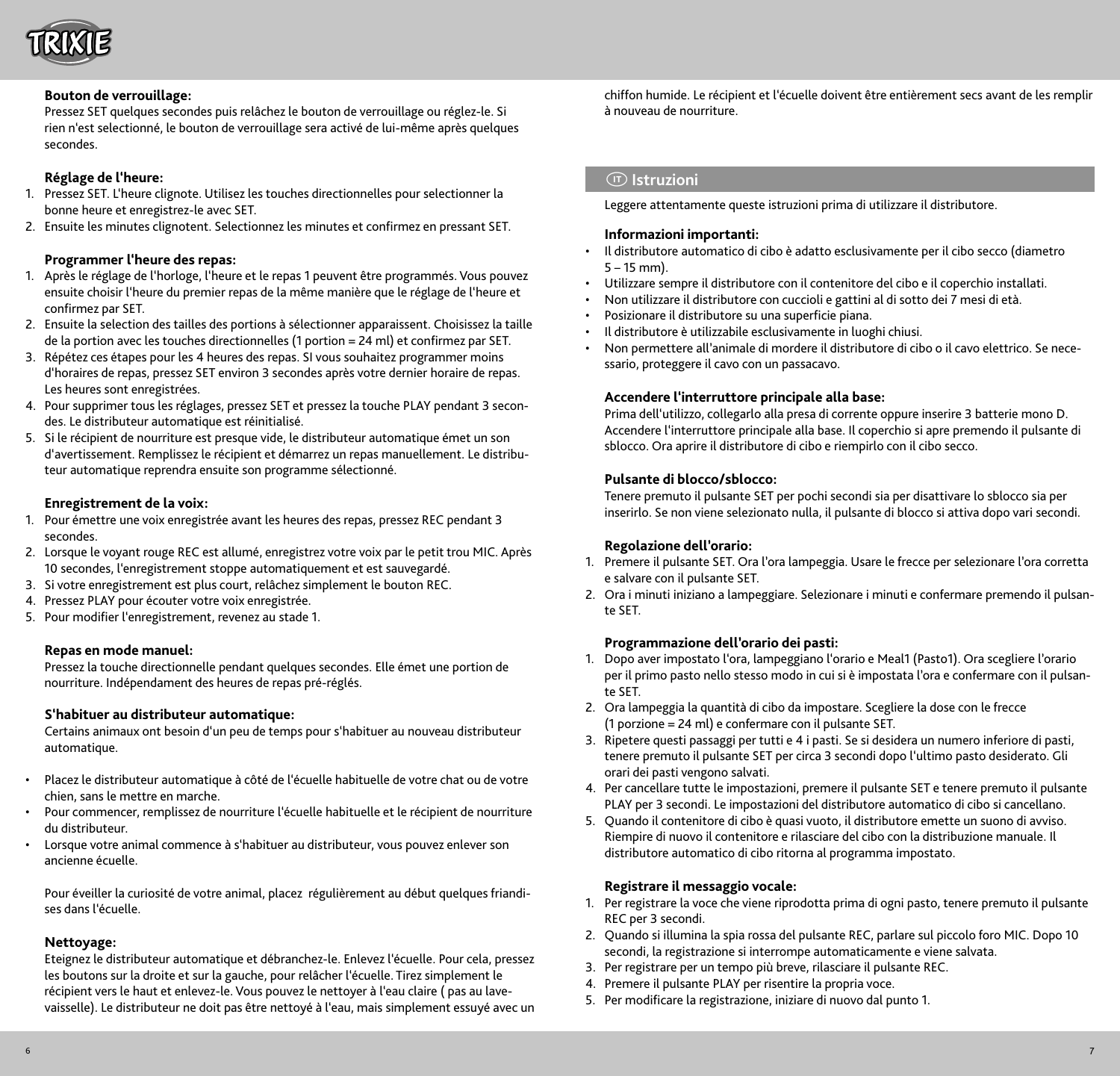#### Bouton de verrouillage:

Pressez SET quelques secondes puis relâchez le bouton de verrouillage ou réglez-le. Si rien n'est selectionné, le bouton de verrouillage sera activé de lui-même après quelques secondes.

#### Réglage de l'heure:

1. Pressez SET. L'heure clignote. Utilisez les touches directionnelles pour selectionner la bonne heure et enregistrez-le avec SET.
2. Ensuite les minutes clignotent. Selectionnez les minutes et confirmez en pressant SET.

#### Programmer l'heure des repas:

1. Après le réglage de l'horloge, l'heure et le repas 1 peuvent être programmés. Vous pouvez ensuite choisir l'heure du premier repas de la même manière que le réglage de l'heure et confirmez par SET.
2. Ensuite la selection des tailles des portions à sélectionner apparaissent. Choisissez la taille de la portion avec les touches directionnelles (1 portion = 24 ml) et confirmez par SET.
3. Répétez ces étapes pour les 4 heures des repas. SI vous souhaitez programmer moins d'horaires de repas, pressez SET environ 3 secondes après votre dernier horaire de repas. Les heures sont enregistrées.
4. Pour supprimer tous les réglages, pressez SET et pressez la touche PLAY pendant 3 secondes. Le distributeur automatique est réinitialisé.
5. Si le récipient de nourriture est presque vide, le distributeur automatique émet un son d'avertissement. Remplissez le récipient et démarrez un repas manuellement. Le distributeur automatique reprendra ensuite son programme sélectionné.

#### Enregistrement de la voix:

1. Pour émettre une voix enregistrée avant les heures des repas, pressez REC pendant 3 secondes.
2. Lorsque le voyant rouge REC est allumé, enregistrez votre voix par le petit trou MIC. Après 10 secondes, l'enregistrement stoppe automatiquement et est sauvegardé.
3. Si votre enregistrement est plus court, relâchez simplement le bouton REC.
4. Pressez PLAY pour écouter votre voix enregistrée.
5. Pour modifier l'enregistrement, revenez au stade 1.

#### Repas en mode manuel:

Pressez la touche directionnelle pendant quelques secondes. Elle émet une portion de nourriture. Indépendament des heures de repas pré-réglés.

#### S'habituer au distributeur automatique:

Certains animaux ont besoin d'un peu de temps pour s'habituer au nouveau distributeur automatique.

- Placez le distributeur automatique à côté de l'écuelle habituelle de votre chat ou de votre chien, sans le mettre en marche.
- Pour commencer, remplissez de nourriture l'écuelle habituelle et le récipient de nourriture du distributeur.
- Lorsque votre animal commence à s'habituer au distributeur, vous pouvez enlever son ancienne écuelle.

Pour éveiller la curiosité de votre animal, placez régulièrement au début quelques friandises dans l'écuelle.

#### Nettoyage:

Eteignez le distributeur automatique et débranchez-le. Enlevez l'écuelle. Pour cela, pressez les boutons sur la droite et sur la gauche, pour relâcher l'écuelle. Tirez simplement le récipient vers le haut et enlevez-le. Vous pouvez le nettoyer à l'eau claire ( pas au lave-vaisselle). Le distributeur ne doit pas être nettoyé à l'eau, mais simplement essuyé avec un chiffon humide. Le récipient et l'écuelle doivent être entièrement secs avant de les remplir à nouveau de nourriture.

## (IT) Istruzioni

Leggere attentamente queste istruzioni prima di utilizzare il distributore.

#### Informazioni importanti:

- Il distributore automatico di cibo è adatto esclusivamente per il cibo secco (diametro 5 – 15 mm).
- Utilizzare sempre il distributore con il contenitore del cibo e il coperchio installati.
- Non utilizzare il distributore con cuccioli e gattini al di sotto dei 7 mesi di età.
- Posizionare il distributore su una superficie piana.
- Il distributore è utilizzabile esclusivamente in luoghi chiusi.
- Non permettere all'animale di mordere il distributore di cibo o il cavo elettrico. Se necessario, proteggere il cavo con un passacavo.

#### Accendere l'interruttore principale alla base:

Prima dell'utilizzo, collegarlo alla presa di corrente oppure inserire 3 batterie mono D. Accendere l'interruttore principale alla base. Il coperchio si apre premendo il pulsante di sblocco. Ora aprire il distributore di cibo e riempirlo con il cibo secco.

#### Pulsante di blocco/sblocco:

Tenere premuto il pulsante SET per pochi secondi sia per disattivare lo sblocco sia per inserirlo. Se non viene selezionato nulla, il pulsante di blocco si attiva dopo vari secondi.

#### Regolazione dell'orario:

1. Premere il pulsante SET. Ora l'ora lampeggia. Usare le frecce per selezionare l'ora corretta e salvare con il pulsante SET.
2. Ora i minuti iniziano a lampeggiare. Selezionare i minuti e confermare premendo il pulsante SET.

#### Programmazione dell'orario dei pasti:

1. Dopo aver impostato l'ora, lampeggiano l'orario e Meal1 (Pasto1). Ora scegliere l'orario per il primo pasto nello stesso modo in cui si è impostata l'ora e confermare con il pulsante SET.
2. Ora lampeggia la quantità di cibo da impostare. Scegliere la dose con le frecce (1 porzione = 24 ml) e confermare con il pulsante SET.
3. Ripetere questi passaggi per tutti e 4 i pasti. Se si desidera un numero inferiore di pasti, tenere premuto il pulsante SET per circa 3 secondi dopo l'ultimo pasto desiderato. Gli orari dei pasti vengono salvati.
4. Per cancellare tutte le impostazioni, premere il pulsante SET e tenere premuto il pulsante PLAY per 3 secondi. Le impostazioni del distributore automatico di cibo si cancellano.
5. Quando il contenitore di cibo è quasi vuoto, il distributore emette un suono di avviso. Riempire di nuovo il contenitore e rilasciare del cibo con la distribuzione manuale. Il distributore automatico di cibo ritorna al programma impostato.

#### Registrare il messaggio vocale:

1. Per registrare la voce che viene riprodotta prima di ogni pasto, tenere premuto il pulsante REC per 3 secondi.
2. Quando si illumina la spia rossa del pulsante REC, parlare sul piccolo foro MIC. Dopo 10 secondi, la registrazione si interrompe automaticamente e viene salvata.
3. Per registrare per un tempo più breve, rilasciare il pulsante REC.
4. Premere il pulsante PLAY per risentire la propria voce.
5. Per modificare la registrazione, iniziare di nuovo dal punto 1.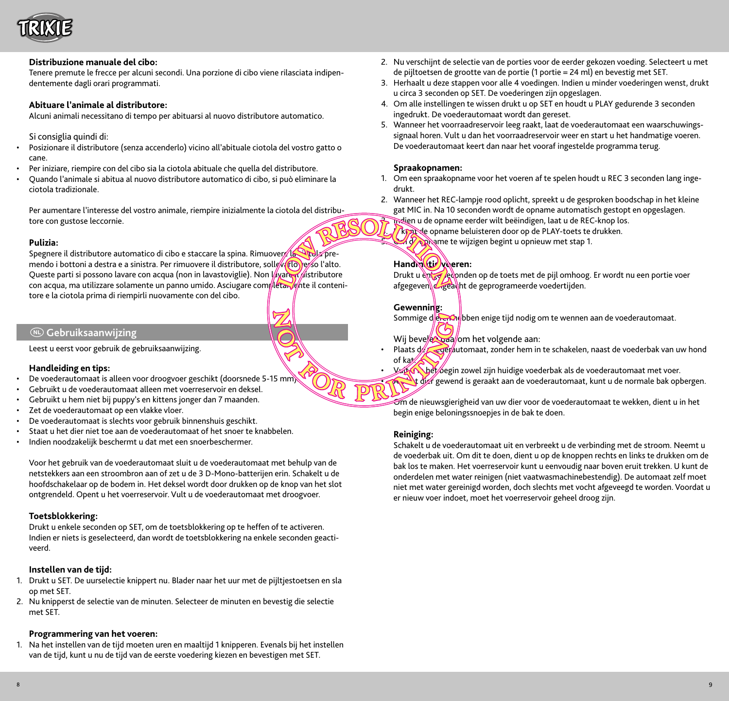**Distribuzione manuale del cibo:**

Tenere premute le frecce per alcuni secondi. Una porzione di cibo viene rilasciata indipendentemente dagli orari programmati.

**Abituare l'animale al distributore:**

Alcuni animali necessitano di tempo per abituarsi al nuovo distributore automatico.

Si consiglia quindi di:

- Posizionare il distributore (senza accenderlo) vicino all'abituale ciotola del vostro gatto o cane.
- Per iniziare, riempire con del cibo sia la ciotola abituale che quella del distributore.
- Quando l'animale si abitua al nuovo distributore automatico di cibo, si può eliminare la ciotola tradizionale.

Per aumentare l'interesse del vostro animale, riempire inizialmente la ciotola del distributore con gustose leccornie.

**Pulizia:**

Spegnere il distributore automatico di cibo e staccare la spina. Rimuovere la ciotola premendo i bottoni a destra e a sinistra. Per rimuovere il distributore, sollevarlo verso l'alto. Queste parti si possono lavare con acqua (non in lavastoviglie). Non lavare il distributore con acqua, ma utilizzare solamente un panno umido. Asciugare completamente il contenitore e la ciotola prima di riempirli nuovamente con del cibo.

## NL Gebruiksaanwijzing

Leest u eerst voor gebruik de gebruiksaanwijzing.

**Handleiding en tips:**

- De voederautomaat is alleen voor droogvoer geschikt (doorsnede 5-15 mm).
- Gebruikt u de voederautomaat alleen met voerreservoir en deksel.
- Gebruikt u hem niet bij puppy's en kittens jonger dan 7 maanden.
- Zet de voederautomaat op een vlakke vloer.
- De voederautomaat is slechts voor gebruik binnenshuis geschikt.
- Staat u het dier niet toe aan de voederautomaat of het snoer te knabbelen.
- Indien noodzakelijk beschermt u dat met een snoerbeschermer.

Voor het gebruik van de voederautomaat sluit u de voederautomaat met behulp van de netstekkers aan een stroombron aan of zet u de 3 D-Mono-batterijen erin. Schakelt u de hoofdschakelaar op de bodem in. Het deksel wordt door drukken op de knop van het slot ontgrendeld. Opent u het voerreservoir. Vult u de voederautomaat met droogvoer.

**Toetsblokkering:**

Drukt u enkele seconden op SET, om de toetsblokkering op te heffen of te activeren. Indien er niets is geselecteerd, dan wordt de toetsblokkering na enkele seconden geactiveerd.

**Instellen van de tijd:**

1. Drukt u SET. De uurselectie knippert nu. Blader naar het uur met de pijltjestoetsen en sla op met SET.
2. Nu knipperst de selectie van de minuten. Selecteer de minuten en bevestig die selectie met SET.

**Programmering van het voeren:**

1. Na het instellen van de tijd moeten uren en maaltijd 1 knipperen. Evenals bij het instellen van de tijd, kunt u nu de tijd van de eerste voedering kiezen en bevestigen met SET.
2. Nu verschijnt de selectie van de porties voor de eerder gekozen voeding. Selecteert u met de pijltoetsen de grootte van de portie (1 portie = 24 ml) en bevestig met SET.
3. Herhaalt u deze stappen voor alle 4 voedingen. Indien u minder voederingen wenst, drukt u circa 3 seconden op SET. De voederingen zijn opgeslagen.
4. Om alle instellingen te wissen drukt u op SET en houdt u PLAY gedurende 3 seconden ingedrukt. De voederautomaat wordt dan gereset.
5. Wanneer het voorraadreservoir leeg raakt, laat de voederautomaat een waarschuwingssignaal horen. Vult u dan het voorraadreservoir weer en start u het handmatige voeren. De voederautomaat keert dan naar het vooraf ingestelde programma terug.

**Spraakopnamen:**

1. Om een spraakopname voor het voeren af te spelen houdt u REC 3 seconden lang ingedrukt.
2. Wanneer het REC-lampje rood oplicht, spreekt u de gesproken boodschap in het kleine gat MIC in. Na 10 seconden wordt de opname automatisch gestopt en opgeslagen.
3. Indien u de opname eerder wilt beëindigen, laat u de REC-knop los.
4. U kunt de opname beluisteren door op de PLAY-toets te drukken.
5. Om de opname te wijzigen begint u opnieuw met stap 1.

**Handmatig voeren:**

Drukt u enige seconden op de toets met de pijl omhoog. Er wordt nu een portie voer afgegeven, ongeacht de geprogrameerde voedertijden.

**Gewenning:**

Sommige dieren hebben enige tijd nodig om te wennen aan de voederautomaat.

Wij bevelen daarom het volgende aan:

- Plaats de voederautomaat, zonder hem in te schakelen, naast de voederbak van uw hond of kat.
- Vult u in het begin zowel zijn huidige voederbak als de voederautomaat met voer.
- Als het dier gewend is geraakt aan de voederautomaat, kunt u de normale bak opbergen.

Om de nieuwsgierigheid van uw dier voor de voederautomaat te wekken, dient u in het begin enige beloningssnoepjes in de bak te doen.

**Reiniging:**

Schakelt u de voederautomaat uit en verbreekt u de verbinding met de stroom. Neemt u de voederbak uit. Om dit te doen, dient u op de knoppen rechts en links te drukken om de bak los te maken. Het voerreservoir kunt u eenvoudig naar boven eruit trekken. U kunt de onderdelen met water reinigen (niet vaatwasmachinebestendig). De automaat zelf moet niet met water gereinigd worden, doch slechts met vocht afgeveegd te worden. Voordat u er nieuw voer indoet, moet het voerreservoir geheel droog zijn.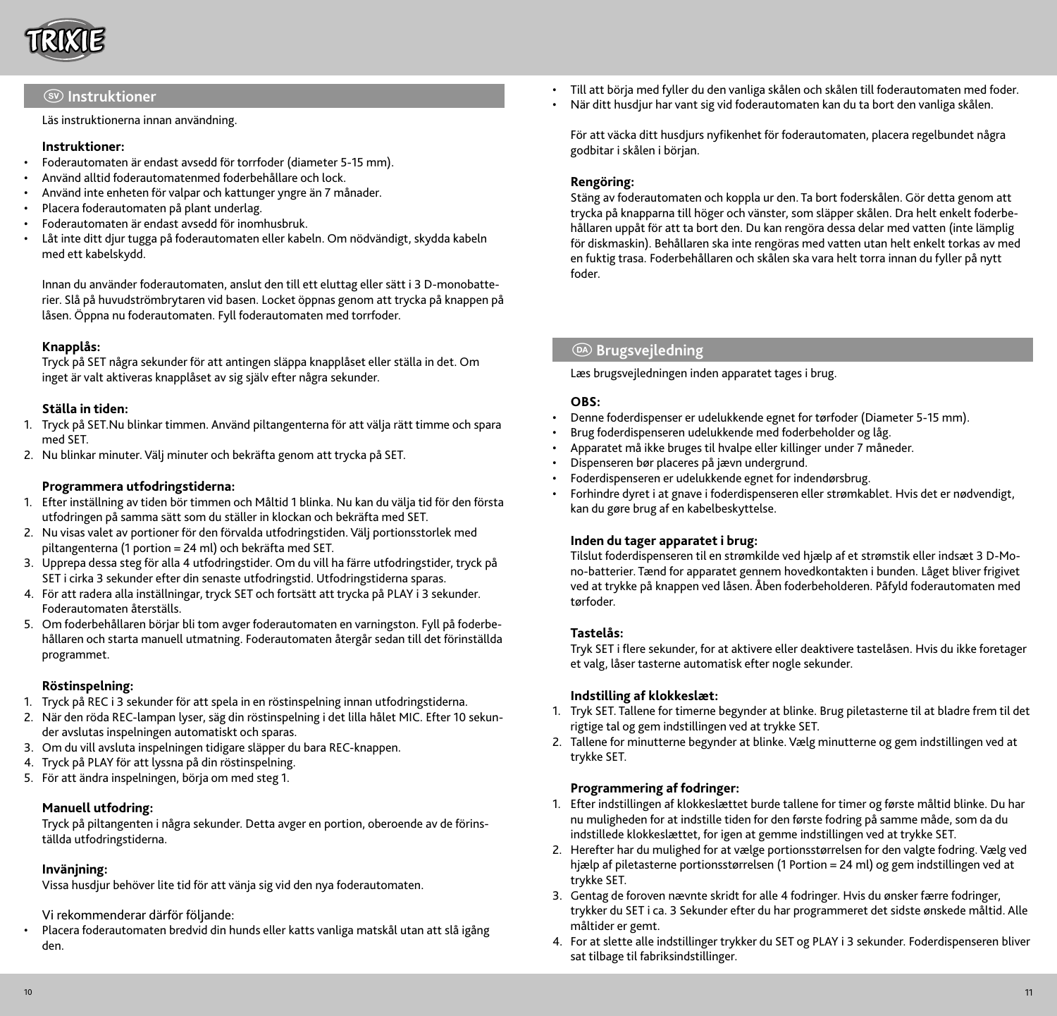## (SV) Instruktioner

Läs instruktionerna innan användning.

**Instruktioner:**

- Foderautomaten är endast avsedd för torrfoder (diameter 5-15 mm).
- Använd alltid foderautomatenmed foderbehållare och lock.
- Använd inte enheten för valpar och kattungar yngre än 7 månader.
- Placera foderautomaten på plant underlag.
- Foderautomaten är endast avsedd för inomhusbruk.
- Låt inte ditt djur tugga på foderautomaten eller kabeln. Om nödvändigt, skydda kabeln med ett kabelskydd.

Innan du använder foderautomaten, anslut den till ett eluttag eller sätt i 3 D-monobatterier. Slå på huvudströmbrytaren vid basen. Locket öppnas genom att trycka på knappen på låsen. Öppna nu foderautomaten. Fyll foderautomaten med torrfoder.

**Knapplås:**

Tryck på SET några sekunder för att antingen släppa knapplåset eller ställa in det. Om inget är valt aktiveras knapplåset av sig självt efter några sekunder.

**Ställa in tiden:**

1. Tryck på SET.Nu blinkar timmen. Använd piltangenterna för att välja rätt timme och spara med SET.
2. Nu blinkar minuter. Välj minuter och bekräfta genom att trycka på SET.

**Programmera utfodringstiderna:**

1. Efter inställning av tiden bör timmen och Måltid 1 blinka. Nu kan du välja tid för den första utfodringen på samma sätt som du ställer in klockan och bekräfta med SET.
2. Nu visas valet av portioner för den förvalda utfodringstiden. Välj portionsstorlek med piltangenterna (1 portion = 24 ml) och bekräfta med SET.
3. Upprepa dessa steg för alla 4 utfodringstider. Om du vill ha färre utfodringstider, tryck på SET i cirka 3 sekunder efter din senaste utfodringstid. Utfodringstiderna sparas.
4. För att radera alla inställningar, tryck SET och fortsätt att trycka på PLAY i 3 sekunder. Foderautomaten återställs.
5. Om foderbehållaren börjar bli tom avger foderautomaten en varningston. Fyll på foderbehållaren och starta manuell utmatning. Foderautomaten återgår sedan till det förinställda programmet.

**Röstinspelning:**

1. Tryck på REC i 3 sekunder för att spela in en röstinspelning innan utfodringstiderna.
2. När den röda REC-lampan lyser, säg din röstinspelning i det lilla hålet MIC. Efter 10 sekunder avslutas inspelningen automatiskt och sparas.
3. Om du vill avsluta inspelningen tidigare släpper du bara REC-knappen.
4. Tryck på PLAY för att lyssna på din röstinspelning.
5. För att ändra inspelningen, börja om med steg 1.

**Manuell utfodring:**

Tryck på piltangenten i några sekunder. Detta avger en portion, oberoende av de förinställda utfodringstiderna.

**Invänjning:**

Vissa husdjur behöver lite tid för att vänja sig vid den nya foderautomaten.

Vi rekommenderar därför följande:

- Placera foderautomaten bredvid din hunds eller katts vanliga matskål utan att slå igång den.
- Till att börja med fyller du den vanliga skålen och skålen till foderautomaten med foder.
- När ditt husdjur har vant sig vid foderautomaten kan du ta bort den vanliga skålen.

För att väcka ditt husdjurs nyfikenhet för foderautomaten, placera regelbundet några godbitar i skålen i början.

**Rengöring:**

Stäng av foderautomaten och koppla ur den. Ta bort foderskålen. Gör detta genom att trycka på knapparna till höger och vänster, som släpper skålen. Dra helt enkelt foderbehållaren uppåt för att ta bort den. Du kan rengöra dessa delar med vatten (inte lämplig för diskmaskin). Behållaren ska inte rengöras med vatten utan helt enkelt torkas av med en fuktig trasa. Foderbehållaren och skålen ska vara helt torra innan du fyller på nytt foder.

## (DA) Brugsvejledning

Læs brugsvejledningen inden apparatet tages i brug.

**OBS:**

- Denne foderdispenser er udelukkende egnet for tørfoder (Diameter 5-15 mm).
- Brug foderdispenseren udelukkende med foderbeholder og låg.
- Apparatet må ikke bruges til hvalpe eller killinger under 7 måneder.
- Dispenseren bør placeres på jævn undergrund.
- Foderdispenseren er udelukkende egnet for indendørsbrug.
- Forhindre dyret i at gnave i foderdispenseren eller strømkablet. Hvis det er nødvendigt, kan du gøre brug af en kabelbeskyttelse.

**Inden du tager apparatet i brug:**

Tilslut foderdispenseren til en strømkilde ved hjælp af et strømstik eller indsæt 3 D-Mono-batterier. Tænd for apparatet gennem hovedkontakten i bunden. Låget bliver frigivet ved at trykke på knappen ved låsen. Åben foderbeholderen. Påfyld foderautomaten med tørfoder.

**Tastelås:**

Tryk SET i flere sekunder, for at aktivere eller deaktivere tastelåsen. Hvis du ikke foretager et valg, låser tasterne automatisk efter nogle sekunder.

**Indstilling af klokkeslæt:**

1. Tryk SET. Tallene for timerne begynder at blinke. Brug piletasterne til at bladre frem til det rigtige tal og gem indstillingen ved at trykke SET.
2. Tallene for minutterne begynder at blinke. Vælg minutterne og gem indstillingen ved at trykke SET.

**Programmering af fodringer:**

1. Efter indstillingen af klokkeslættet burde tallene for timer og første måltid blinke. Du har nu muligheden for at indstille tiden for den første fodring på samme måde, som da du indstillede klokkeslættet, for igen at gemme indstillingen ved at trykke SET.
2. Herefter har du mulighed for at vælge portionsstørrelsen for den valgte fodring. Vælg ved hjælp af piletasterne portionsstørrelsen (1 Portion = 24 ml) og gem indstillingen ved at trykke SET.
3. Gentag de foroven nævnte skridt for alle 4 fodringer. Hvis du ønsker færre fodringer, trykker du SET i ca. 3 Sekunder efter du har programmeret det sidste ønskede måltid. Alle måltider er gemt.
4. For at slette alle indstillinger trykker du SET og PLAY i 3 sekunder. Foderdispenseren bliver sat tilbage til fabriksindstillinger.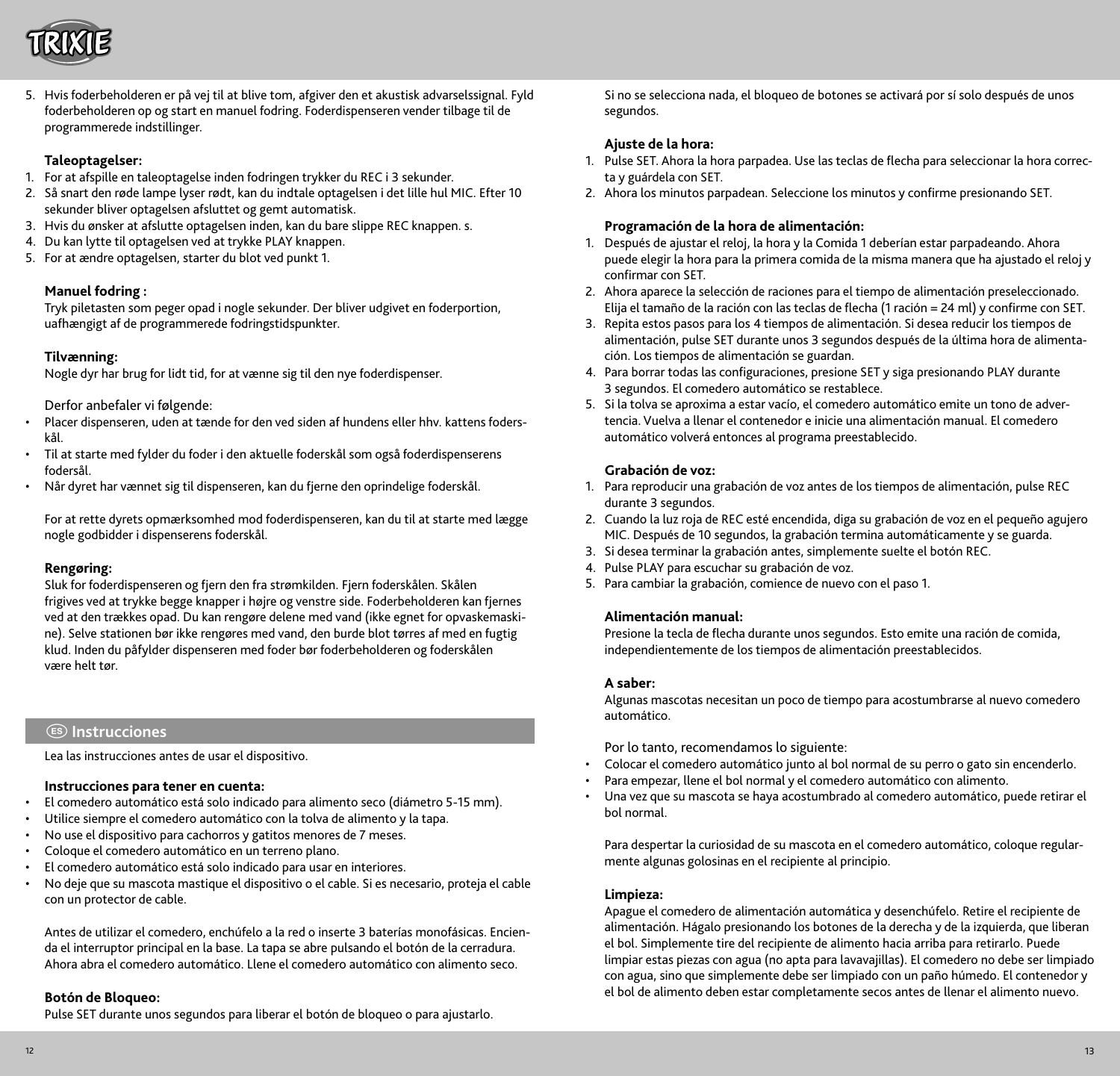5. Hvis foderbeholderen er på vej til at blive tom, afgiver den et akustisk advarselssignal. Fyld foderbeholderen op og start en manuel fodring. Foderdispenseren vender tilbage til de programmerede indstillinger.

**Taleoptagelser:**

1. For at afspille en taleoptagelse inden fodringen trykker du REC i 3 sekunder.
2. Så snart den røde lampe lyser rødt, kan du indtale optagelsen i det lille hul MIC. Efter 10 sekunder bliver optagelsen afsluttet og gemt automatisk.
3. Hvis du ønsker at afslutte optagelsen inden, kan du bare slippe REC knappen. s.
4. Du kan lytte til optagelsen ved at trykke PLAY knappen.
5. For at ændre optagelsen, starter du blot ved punkt 1.

**Manuel fodring :**

Tryk piletasten som peger opad i nogle sekunder. Der bliver udgivet en foderportion, uafhængigt af de programmerede fodringstidspunkter.

**Tilvænning:**

Nogle dyr har brug for lidt tid, for at vænne sig til den nye foderdispenser.

Derfor anbefaler vi følgende:

- Placer dispenseren, uden at tænde for den ved siden af hundens eller hhv. kattens foderskål.
- Til at starte med fylder du foder i den aktuelle foderskål som også foderdispenserens fodersål.
- Når dyret har vænnet sig til dispenseren, kan du fjerne den oprindelige foderskål.

For at rette dyrets opmærksomhed mod foderdispenseren, kan du til at starte med lægge nogle godbidder i dispenserens foderskål.

**Rengøring:**

Sluk for foderdispenseren og fjern den fra strømkilden. Fjern foderskålen. Skålen frigives ved at trykke begge knapper i højre og venstre side. Foderbeholderen kan fjernes ved at den trækkes opad. Du kan rengøre delene med vand (ikke egnet for opvaskemaskine). Selve stationen bør ikke rengøres med vand, den burde blot tørres af med en fugtig klud. Inden du påfylder dispenseren med foder bør foderbeholderen og foderskålen være helt tør.

## ES Instrucciones

Lea las instrucciones antes de usar el dispositivo.

**Instrucciones para tener en cuenta:**

- El comedero automático está solo indicado para alimento seco (diámetro 5-15 mm).
- Utilice siempre el comedero automático con la tolva de alimento y la tapa.
- No use el dispositivo para cachorros y gatitos menores de 7 meses.
- Coloque el comedero automático en un terreno plano.
- El comedero automático está solo indicado para usar en interiores.
- No deje que su mascota mastique el dispositivo o el cable. Si es necesario, proteja el cable con un protector de cable.

Antes de utilizar el comedero, enchúfelo a la red o inserte 3 baterías monofásicas. Encienda el interruptor principal en la base. La tapa se abre pulsando el botón de la cerradura. Ahora abra el comedero automático. Llene el comedero automático con alimento seco.

**Botón de Bloqueo:**

Pulse SET durante unos segundos para liberar el botón de bloqueo o para ajustarlo.

Si no se selecciona nada, el bloqueo de botones se activará por sí solo después de unos segundos.

**Ajuste de la hora:**

1. Pulse SET. Ahora la hora parpadea. Use las teclas de flecha para seleccionar la hora correcta y guárdela con SET.
2. Ahora los minutos parpadean. Seleccione los minutos y confirme presionando SET.

**Programación de la hora de alimentación:**

1. Después de ajustar el reloj, la hora y la Comida 1 deberían estar parpadeando. Ahora puede elegir la hora para la primera comida de la misma manera que ha ajustado el reloj y confirmar con SET.
2. Ahora aparece la selección de raciones para el tiempo de alimentación preseleccionado. Elija el tamaño de la ración con las teclas de flecha (1 ración = 24 ml) y confirme con SET.
3. Repita estos pasos para los 4 tiempos de alimentación. Si desea reducir los tiempos de alimentación, pulse SET durante unos 3 segundos después de la última hora de alimentación. Los tiempos de alimentación se guardan.
4. Para borrar todas las configuraciones, presione SET y siga presionando PLAY durante 3 segundos. El comedero automático se restablece.
5. Si la tolva se aproxima a estar vacío, el comedero automático emite un tono de advertencia. Vuelva a llenar el contenedor e inicie una alimentación manual. El comedero automático volverá entonces al programa preestablecido.

**Grabación de voz:**

1. Para reproducir una grabación de voz antes de los tiempos de alimentación, pulse REC durante 3 segundos.
2. Cuando la luz roja de REC esté encendida, diga su grabación de voz en el pequeño agujero MIC. Después de 10 segundos, la grabación termina automáticamente y se guarda.
3. Si desea terminar la grabación antes, simplemente suelte el botón REC.
4. Pulse PLAY para escuchar su grabación de voz.
5. Para cambiar la grabación, comience de nuevo con el paso 1.

**Alimentación manual:**

Presione la tecla de flecha durante unos segundos. Esto emite una ración de comida, independientemente de los tiempos de alimentación preestablecidos.

**A saber:**

Algunas mascotas necesitan un poco de tiempo para acostumbrarse al nuevo comedero automático.

Por lo tanto, recomendamos lo siguiente:

- Colocar el comedero automático junto al bol normal de su perro o gato sin encenderlo.
- Para empezar, llene el bol normal y el comedero automático con alimento.
- Una vez que su mascota se haya acostumbrado al comedero automático, puede retirar el bol normal.

Para despertar la curiosidad de su mascota en el comedero automático, coloque regularmente algunas golosinas en el recipiente al principio.

**Limpieza:**

Apague el comedero de alimentación automática y desenchúfelo. Retire el recipiente de alimentación. Hágalo presionando los botones de la derecha y de la izquierda, que liberan el bol. Simplemente tire del recipiente de alimento hacia arriba para retirarlo. Puede limpiar estas piezas con agua (no apta para lavavajillas). El comedero no debe ser limpiado con agua, sino que simplemente debe ser limpiado con un paño húmedo. El contenedor y el bol de alimento deben estar completamente secos antes de llenar el alimento nuevo.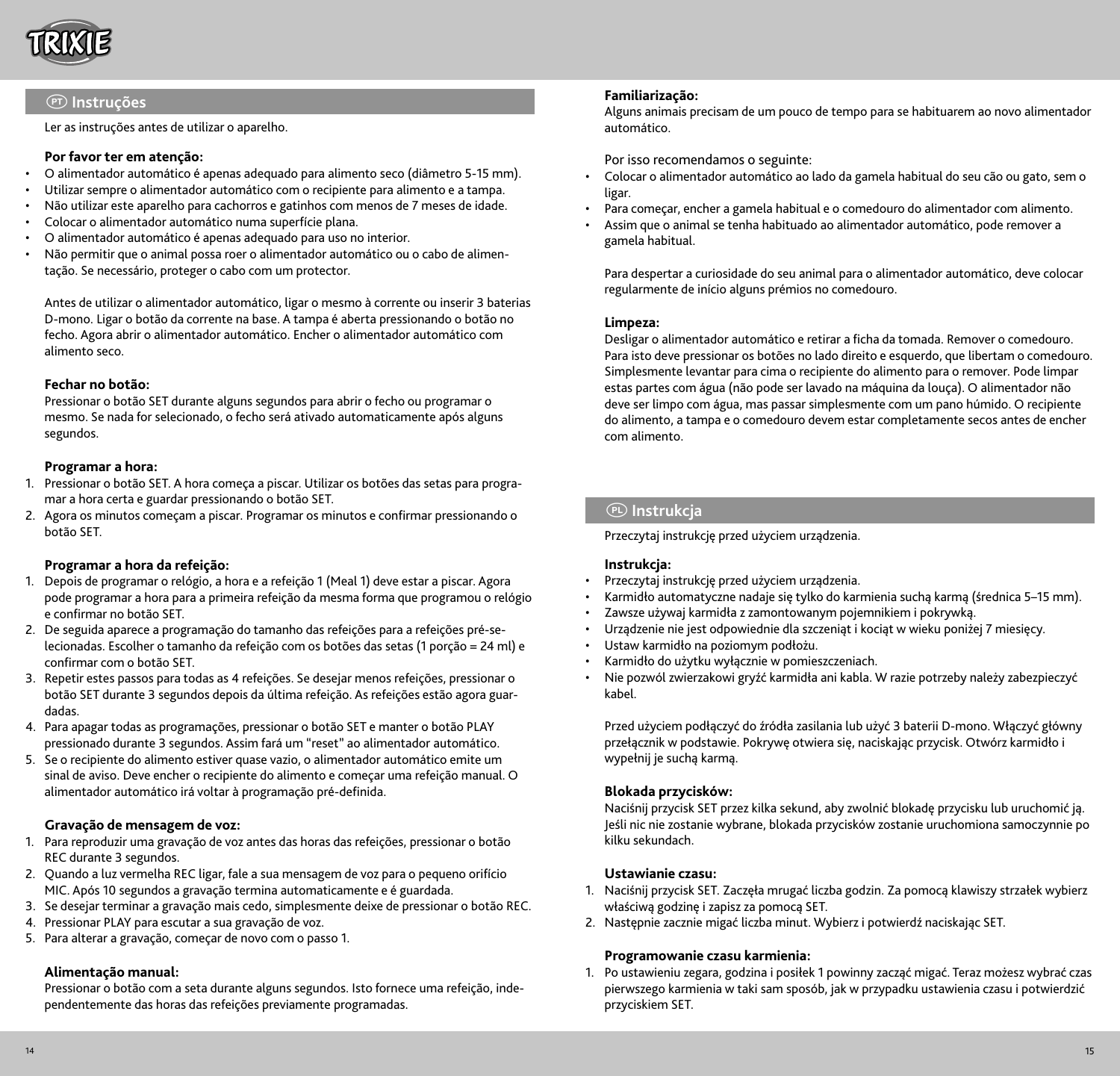## PT Instruções

Ler as instruções antes de utilizar o aparelho.

**Por favor ter em atenção:**

- O alimentador automático é apenas adequado para alimento seco (diâmetro 5-15 mm).
- Utilizar sempre o alimentador automático com o recipiente para alimento e a tampa.
- Não utilizar este aparelho para cachorros e gatinhos com menos de 7 meses de idade.
- Colocar o alimentador automático numa superfície plana.
- O alimentador automático é apenas adequado para uso no interior.
- Não permitir que o animal possa roer o alimentador automático ou o cabo de alimentação. Se necessário, proteger o cabo com um protector.

Antes de utilizar o alimentador automático, ligar o mesmo à corrente ou inserir 3 baterias D-mono. Ligar o botão da corrente na base. A tampa é aberta pressionando o botão no fecho. Agora abrir o alimentador automático. Encher o alimentador automático com alimento seco.

**Fechar no botão:**

Pressionar o botão SET durante alguns segundos para abrir o fecho ou programar o mesmo. Se nada for selecionado, o fecho será ativado automaticamente após alguns segundos.

**Programar a hora:**

1. Pressionar o botão SET. A hora começa a piscar. Utilizar os botões das setas para programar a hora certa e guardar pressionando o botão SET.
2. Agora os minutos começam a piscar. Programar os minutos e confirmar pressionando o botão SET.

**Programar a hora da refeição:**

1. Depois de programar o relógio, a hora e a refeição 1 (Meal 1) deve estar a piscar. Agora pode programar a hora para a primeira refeição da mesma forma que programou o relógio e confirmar no botão SET.
2. De seguida aparece a programação do tamanho das refeições para a refeições pré-selecionadas. Escolher o tamanho da refeição com os botões das setas (1 porção = 24 ml) e confirmar com o botão SET.
3. Repetir estes passos para todas as 4 refeições. Se desejar menos refeições, pressionar o botão SET durante 3 segundos depois da última refeição. As refeições estão agora guardadas.
4. Para apagar todas as programações, pressionar o botão SET e manter o botão PLAY pressionado durante 3 segundos. Assim fará um "reset" ao alimentador automático.
5. Se o recipiente do alimento estiver quase vazio, o alimentador automático emite um sinal de aviso. Deve encher o recipiente do alimento e começar uma refeição manual. O alimentador automático irá voltar à programação pré-definida.

**Gravação de mensagem de voz:**

1. Para reproduzir uma gravação de voz antes das horas das refeições, pressionar o botão REC durante 3 segundos.
2. Quando a luz vermelha REC ligar, fale a sua mensagem de voz para o pequeno orifício MIC. Após 10 segundos a gravação termina automaticamente e é guardada.
3. Se desejar terminar a gravação mais cedo, simplesmente deixe de pressionar o botão REC.
4. Pressionar PLAY para escutar a sua gravação de voz.
5. Para alterar a gravação, começar de novo com o passo 1.

**Alimentação manual:**

Pressionar o botão com a seta durante alguns segundos. Isto fornece uma refeição, independentemente das horas das refeições previamente programadas.

**Familiarização:**

Alguns animais precisam de um pouco de tempo para se habituarem ao novo alimentador automático.

Por isso recomendamos o seguinte:

- Colocar o alimentador automático ao lado da gamela habitual do seu cão ou gato, sem o ligar.
- Para começar, encher a gamela habitual e o comedouro do alimentador com alimento.
- Assim que o animal se tenha habituado ao alimentador automático, pode remover a gamela habitual.

Para despertar a curiosidade do seu animal para o alimentador automático, deve colocar regularmente de início alguns prémios no comedouro.

**Limpeza:**

Desligar o alimentador automático e retirar a ficha da tomada. Remover o comedouro. Para isto deve pressionar os botões no lado direito e esquerdo, que libertam o comedouro. Simplesmente levantar para cima o recipiente do alimento para o remover. Pode limpar estas partes com água (não pode ser lavado na máquina da louça). O alimentador não deve ser limpo com água, mas passar simplesmente com um pano húmido. O recipiente do alimento, a tampa e o comedouro devem estar completamente secos antes de encher com alimento.

## PL Instrukcja

Przeczytaj instrukcję przed użyciem urządzenia.

**Instrukcja:**

- Przeczytaj instrukcję przed użyciem urządzenia.
- Karmidło automatyczne nadaje się tylko do karmienia suchą karmą (średnica 5–15 mm).
- Zawsze używaj karmidła z zamontowanym pojemnikiem i pokrywką.
- Urządzenie nie jest odpowiednie dla szczeniąt i kociąt w wieku poniżej 7 miesięcy.
- Ustaw karmidło na poziomym podłożu.
- Karmidło do użytku wyłącznie w pomieszczeniach.
- Nie pozwól zwierzakowi gryźć karmidła ani kabla. W razie potrzeby należy zabezpieczyć kabel.

Przed użyciem podłączyć do źródła zasilania lub użyć 3 baterii D-mono. Włączyć główny przełącznik w podstawie. Pokrywę otwiera się, naciskając przycisk. Otwórz karmidło i wypełnij je suchą karmą.

**Blokada przycisków:**

Naciśnij przycisk SET przez kilka sekund, aby zwolnić blokadę przycisku lub uruchomić ją. Jeśli nic nie zostanie wybrane, blokada przycisków zostanie uruchomiona samoczynnie po kilku sekundach.

**Ustawianie czasu:**

1. Naciśnij przycisk SET. Zaczęła mrugać liczba godzin. Za pomocą klawiszy strzałek wybierz właściwą godzinę i zapisz za pomocą SET.
2. Następnie zacznie migać liczba minut. Wybierz i potwierdź naciskając SET.

**Programowanie czasu karmienia:**

1. Po ustawieniu zegara, godzina i posiłek 1 powinny zacząć migać. Teraz możesz wybrać czas pierwszego karmienia w taki sam sposób, jak w przypadku ustawienia czasu i potwierdzić przyciskiem SET.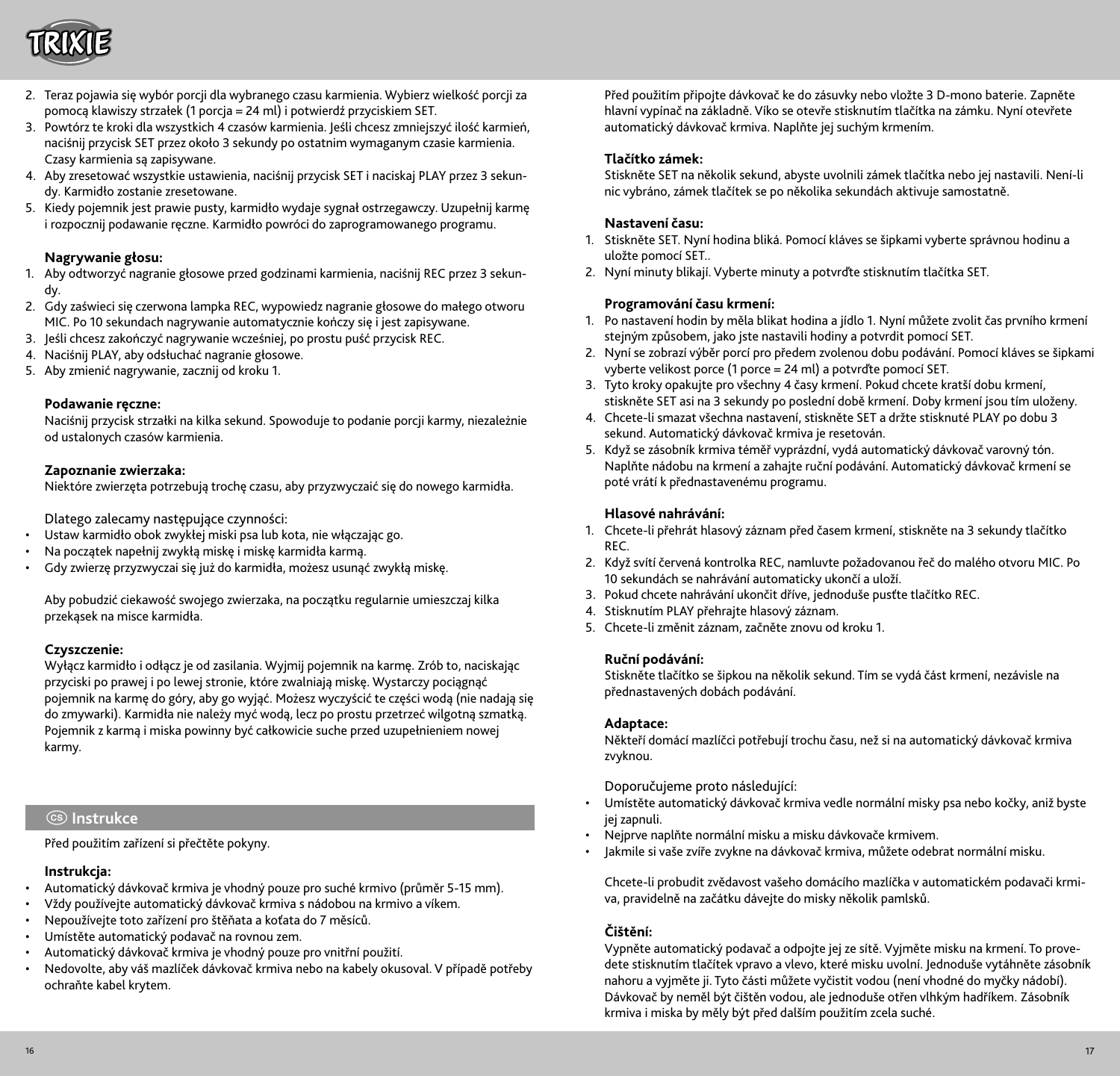2. Teraz pojawia się wybór porcji dla wybranego czasu karmienia. Wybierz wielkość porcji za pomocą klawiszy strzałek (1 porcja = 24 ml) i potwierdź przyciskiem SET.
3. Powtórz te kroki dla wszystkich 4 czasów karmienia. Jeśli chcesz zmniejszyć ilość karmień, naciśnij przycisk SET przez około 3 sekundy po ostatnim wymaganym czasie karmienia. Czasy karmienia są zapisywane.
4. Aby zresetować wszystkie ustawienia, naciśnij przycisk SET i naciskaj PLAY przez 3 sekundy. Karmidło zostanie zresetowane.
5. Kiedy pojemnik jest prawie pusty, karmidło wydaje sygnał ostrzegawczy. Uzupełnij karmę i rozpocznij podawanie ręczne. Karmidło powróci do zaprogramowanego programu.

**Nagrywanie głosu:**

1. Aby odtworzyć nagranie głosowe przed godzinami karmienia, naciśnij REC przez 3 sekundy.
2. Gdy zaświeci się czerwona lampka REC, wypowiedz nagranie głosowe do małego otworu MIC. Po 10 sekundach nagrywanie automatycznie kończy się i jest zapisywane.
3. Jeśli chcesz zakończyć nagrywanie wcześniej, po prostu puść przycisk REC.
4. Naciśnij PLAY, aby odsłuchać nagranie głosowe.
5. Aby zmienić nagrywanie, zacznij od kroku 1.

**Podawanie ręczne:**

Naciśnij przycisk strzałki na kilka sekund. Spowoduje to podanie porcji karmy, niezależnie od ustalonych czasów karmienia.

**Zapoznanie zwierzaka:**

Niektóre zwierzęta potrzebują trochę czasu, aby przyzwyczaić się do nowego karmidła.

Dlatego zalecamy następujące czynności:

- Ustaw karmidło obok zwykłej miski psa lub kota, nie włączając go.
- Na początek napełnij zwykłą miskę i miskę karmidła karmą.
- Gdy zwierzę przyzwyczai się już do karmidła, możesz usunąć zwykłą miskę.

Aby pobudzić ciekawość swojego zwierzaka, na początku regularnie umieszczaj kilka przekąsek na misce karmidła.

**Czyszczenie:**

Wyłącz karmidło i odłącz je od zasilania. Wyjmij pojemnik na karmę. Zrób to, naciskając przyciski po prawej i po lewej stronie, które zwalniają miskę. Wystarczy pociągnąć pojemnik na karmę do góry, aby go wyjąć. Możesz wyczyścić te części wodą (nie nadają się do zmywarki). Karmidła nie należy myć wodą, lecz po prostu przetrzeć wilgotną szmatką. Pojemnik z karmą i miska powinny być całkowicie suche przed uzupełnieniem nowej karmy.

## (cs) Instrukce

Před použitím zařízení si přečtěte pokyny.

**Instrukcja:**

- Automatický dávkovač krmiva je vhodný pouze pro suché krmivo (průměr 5-15 mm).
- Vždy používejte automatický dávkovač krmiva s nádobou na krmivo a víkem.
- Nepoužívejte toto zařízení pro štěňata a koťata do 7 měsíců.
- Umístěte automatický podavač na rovnou zem.
- Automatický dávkovač krmiva je vhodný pouze pro vnitřní použití.
- Nedovolte, aby váš mazlíček dávkovač krmiva nebo na kabely okusoval. V případě potřeby ochraňte kabel krytem.

Před použitím připojte dávkovač ke do zásuvky nebo vložte 3 D-mono baterie. Zapněte hlavní vypínač na základně. Víko se otevře stisknutím tlačítka na zámku. Nyní otevřete automatický dávkovač krmiva. Naplňte jej suchým krmením.

**Tlačítko zámek:**

Stiskněte SET na několik sekund, abyste uvolnili zámek tlačítka nebo jej nastavili. Není-li nic vybráno, zámek tlačítek se po několika sekundách aktivuje samostatně.

**Nastavení času:**

1. Stiskněte SET. Nyní hodina bliká. Pomocí kláves se šipkami vyberte správnou hodinu a uložte pomocí SET..
2. Nyní minuty blikají. Vyberte minuty a potvrďte stisknutím tlačítka SET.

**Programování času krmení:**

1. Po nastavení hodin by měla blikat hodina a jídlo 1. Nyní můžete zvolit čas prvního krmení stejným způsobem, jako jste nastavili hodiny a potvrdit pomocí SET.
2. Nyní se zobrazí výběr porcí pro předem zvolenou dobu podávání. Pomocí kláves se šipkami vyberte velikost porce (1 porce = 24 ml) a potvrďte pomocí SET.
3. Tyto kroky opakujte pro všechny 4 časy krmení. Pokud chcete kratší dobu krmení, stiskněte SET asi na 3 sekundy po poslední době krmení. Doby krmení jsou tím uloženy.
4. Chcete-li smazat všechna nastavení, stiskněte SET a držte stisknuté PLAY po dobu 3 sekund. Automatický dávkovač krmiva je resetován.
5. Když se zásobník krmiva téměř vyprázdní, vydá automatický dávkovač varovný tón. Naplňte nádobu na krmení a zahajte ruční podávání. Automatický dávkovač krmení se poté vrátí k přednastavenému programu.

**Hlasové nahrávání:**

1. Chcete-li přehrát hlasový záznam před časem krmení, stiskněte na 3 sekundy tlačítko REC.
2. Když svítí červená kontrolka REC, namluvte požadovanou řeč do malého otvoru MIC. Po 10 sekundách se nahrávání automaticky ukončí a uloží.
3. Pokud chcete nahrávání ukončit dříve, jednoduše pusťte tlačítko REC.
4. Stisknutím PLAY přehrajte hlasový záznam.
5. Chcete-li změnit záznam, začněte znovu od kroku 1.

**Ruční podávání:**

Stiskněte tlačítko se šipkou na několik sekund. Tím se vydá část krmení, nezávisle na přednastavených dobách podávání.

**Adaptace:**

Někteří domácí mazlíčci potřebují trochu času, než si na automatický dávkovač krmiva zvyknou.

Doporučujeme proto následující:

- Umístěte automatický dávkovač krmiva vedle normální misky psa nebo kočky, aniž byste jej zapnuli.
- Nejprve naplňte normální misku a misku dávkovače krmivem.
- Jakmile si vaše zvíře zvykne na dávkovač krmiva, můžete odebrat normální misku.

Chcete-li probudit zvědavost vašeho domácího mazlíčka v automatickém podavači krmiva, pravidelně na začátku dávejte do misky několik pamlsků.

**Čištění:**

Vypněte automatický podavač a odpojte jej ze sítě. Vyjměte misku na krmení. To provedete stisknutím tlačítek vpravo a vlevo, které misku uvolní. Jednoduše vytáhněte zásobník nahoru a vyjměte ji. Tyto části můžete vyčistit vodou (není vhodné do myčky nádobí). Dávkovač by neměl být čištěn vodou, ale jednoduše otřen vlhkým hadříkem. Zásobník krmiva i miska by měly být před dalším použitím zcela suché.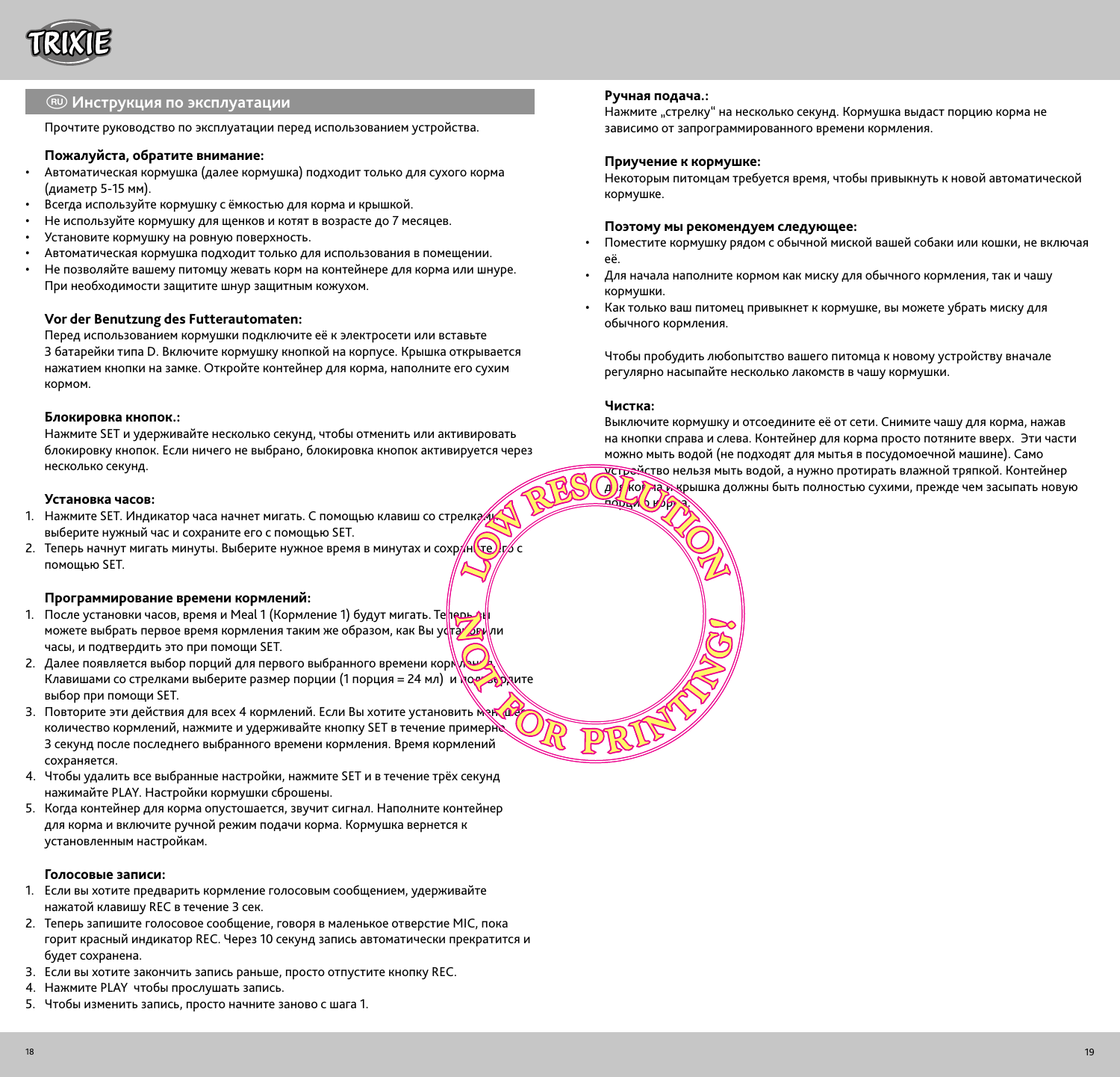## RU Инструкция по эксплуатации

Прочтите руководство по эксплуатации перед использованием устройства.

**Пожалуйста, обратите внимание:**

- Автоматическая кормушка (далее кормушка) подходит только для сухого корма (диаметр 5-15 мм).
- Всегда используйте кормушку с ёмкостью для корма и крышкой.
- Не используйте кормушку для щенков и котят в возрасте до 7 месяцев.
- Установите кормушку на ровную поверхность.
- Автоматическая кормушка подходит только для использования в помещении.
- Не позволяйте вашему питомцу жевать корм на контейнере для корма или шнуре. При необходимости защитите шнур защитным кожухом.

**Vor der Benutzung des Futterautomaten:**

Перед использованием кормушки подключите её к электросети или вставьте 3 батарейки типа D. Включите кормушку кнопкой на корпусе. Крышка открывается нажатием кнопки на замке. Откройте контейнер для корма, наполните его сухим кормом.

**Блокировка кнопок.:**

Нажмите SET и удерживайте несколько секунд, чтобы отменить или активировать блокировку кнопок. Если ничего не выбрано, блокировка кнопок активируется через несколько секунд.

**Установка часов:**

1. Нажмите SET. Индикатор часа начнет мигать. С помощью клавиш со стрелками выберите нужный час и сохраните его с помощью SET.
2. Теперь начнут мигать минуты. Выберите нужное время в минутах и сохраните его с помощью SET.

**Программирование времени кормлений:**

1. После установки часов, время и Meal 1 (Кормление 1) будут мигать. Теперь Вы можете выбрать первое время кормления таким же образом, как Вы установили часы, и подтвердить это при помощи SET.
2. Далее появляется выбор порций для первого выбранного времени кормления. Клавишами со стрелками выберите размер порции (1 порция = 24 мл) и подтвердите выбор при помощи SET.
3. Повторите эти действия для всех 4 кормлений. Если Вы хотите установить меньшее количество кормлений, нажмите и удерживайте кнопку SET в течение примерно 3 секунд после последнего выбранного времени кормления. Время кормлений сохраняется.
4. Чтобы удалить все выбранные настройки, нажмите SET и в течение трёх секунд нажимайте PLAY. Настройки кормушки сброшены.
5. Когда контейнер для корма опустошается, звучит сигнал. Наполните контейнер для корма и включите ручной режим подачи корма. Кормушка вернется к установленным настройкам.

**Голосовые записи:**

1. Если вы хотите предварить кормление голосовым сообщением, удерживайте нажатой клавишу REC в течение 3 сек.
2. Теперь запишите голосовое сообщение, говоря в маленькое отверстие MIC, пока горит красный индикатор REC. Через 10 секунд запись автоматически прекратится и будет сохранена.
3. Если вы хотите закончить запись раньше, просто отпустите кнопку REC.
4. Нажмите PLAY чтобы прослушать запись.
5. Чтобы изменить запись, просто начните заново с шага 1.

**Ручная подача.:**

Нажмите „стрелку“ на несколько секунд. Кормушка выдаст порцию корма не зависимо от запрограммированного времени кормления.

**Приучение к кормушке:**

Некоторым питомцам требуется время, чтобы привыкнуть к новой автоматической кормушке.

**Поэтому мы рекомендуем следующее:**

- Поместите кормушку рядом с обычной миской вашей собаки или кошки, не включая её.
- Для начала наполните кормом как миску для обычного кормления, так и чашу кормушки.
- Как только ваш питомец привыкнет к кормушке, вы можете убрать миску для обычного кормления.

Чтобы пробудить любопытство вашего питомца к новому устройству вначале регулярно насыпайте несколько лакомств в чашу кормушки.

**Чистка:**

Выключите кормушку и отсоедините её от сети. Снимите чашу для корма, нажав на кнопки справа и слева. Контейнер для корма просто потяните вверх. Эти части можно мыть водой (не подходят для мытья в посудомоечной машине). Само устройство нельзя мыть водой, а нужно протирать влажной тряпкой. Контейнер для корма и крышка должны быть полностью сухими, прежде чем засыпать новую порцию корма.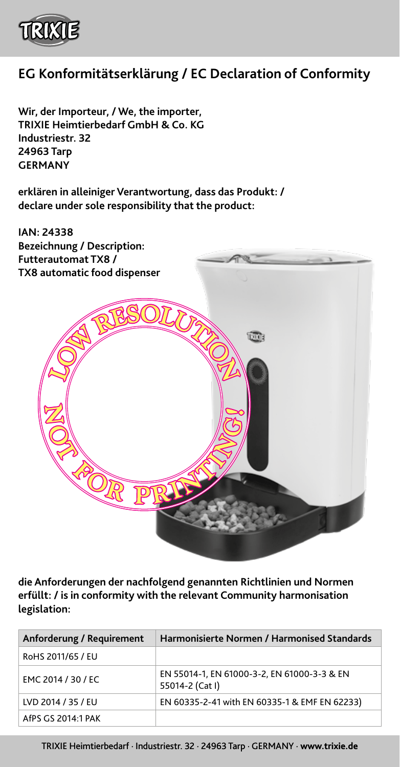## EG Konformitätserklärung / EC Declaration of Conformity

**Wir, der Importeur, / We, the importer,**
**TRIXIE Heimtierbedarf GmbH & Co. KG**
**Industriestr. 32**
**24963 Tarp**
**GERMANY**

**erklären in alleiniger Verantwortung, dass das Produkt: /**
**declare under sole responsibility that the product:**

**IAN: 24338**
**Bezeichnung / Description:**
**Futterautomat TX8 /**
**TX8 automatic food dispenser**

**die Anforderungen der nachfolgend genannten Richtlinien und Normen erfüllt: / is in conformity with the relevant Community harmonisation legislation:**

| Anforderung / Requirement | Harmonisierte Normen / Harmonised Standards |
|---|---|
| RoHS 2011/65 / EU | |
| EMC 2014 / 30 / EC | EN 55014-1, EN 61000-3-2, EN 61000-3-3 & EN 55014-2 (Cat I) |
| LVD 2014 / 35 / EU | EN 60335-2-41 with EN 60335-1 & EMF EN 62233) |
| AfPS GS 2014:1 PAK | |